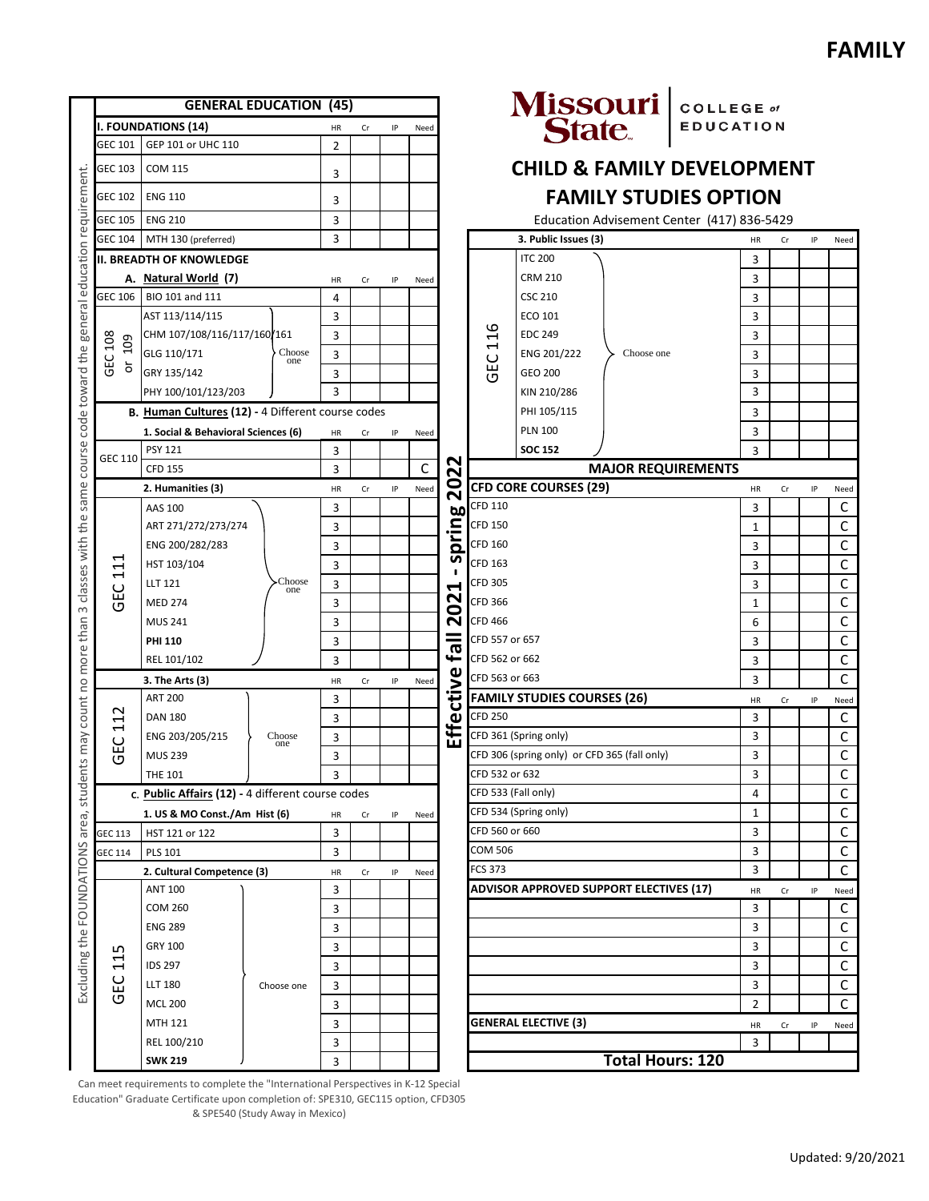# FAMILY

Missouri State COLLEGE of EDUCATION

## CHILD & FAMILY DEVELOPMENT
## FAMILY STUDIES OPTION

Education Advisement Center (417) 836-5429

Effective fall 2021 - spring 2022

Excluding the FOUNDATIONS area, students may count no more than 3 classes with the same course code toward the general education requirement.

| GENERAL EDUCATION (45) | | HR | Cr | IP | Need |
|---|---|---|---|---|---|
| **I. FOUNDATIONS (14)** | | | | | |
| GEC 101 | GEP 101 or UHC 110 | 2 | | | |
| GEC 103 | COM 115 | 3 | | | |
| GEC 102 | ENG 110 | 3 | | | |
| GEC 105 | ENG 210 | 3 | | | |
| GEC 104 | MTH 130 (preferred) | 3 | | | |
| **II. BREADTH OF KNOWLEDGE** | | | | | |
| **A. Natural World (7)** | | | | | |
| GEC 106 | BIO 101 and 111 | 4 | | | |
| GEC 108 or 109 (Choose one) | AST 113/114/115 | 3 | | | |
| | CHM 107/108/116/117/160/161 | 3 | | | |
| | GLG 110/171 | 3 | | | |
| | GRY 135/142 | 3 | | | |
| | PHY 100/101/123/203 | 3 | | | |
| **B. Human Cultures (12) - 4 Different course codes** | | | | | |
| **1. Social & Behavioral Sciences (6)** | | | | | |
| GEC 110 | PSY 121 | 3 | | | |
| | CFD 155 | 3 | | | C |
| **2. Humanities (3)** | | | | | |
| GEC 111 (Choose one) | AAS 100 | 3 | | | |
| | ART 271/272/273/274 | 3 | | | |
| | ENG 200/282/283 | 3 | | | |
| | HST 103/104 | 3 | | | |
| | LLT 121 | 3 | | | |
| | MED 274 | 3 | | | |
| | MUS 241 | 3 | | | |
| | **PHI 110** | 3 | | | |
| | REL 101/102 | 3 | | | |
| **3. The Arts (3)** | | | | | |
| GEC 112 (Choose one) | ART 200 | 3 | | | |
| | DAN 180 | 3 | | | |
| | ENG 203/205/215 | 3 | | | |
| | MUS 239 | 3 | | | |
| | THE 101 | 3 | | | |
| **C. Public Affairs (12) - 4 different course codes** | | | | | |
| **1. US & MO Const./Am Hist (6)** | | | | | |
| GEC 113 | HST 121 or 122 | 3 | | | |
| GEC 114 | PLS 101 | 3 | | | |
| **2. Cultural Competence (3)** | | | | | |
| GEC 115 (Choose one) | ANT 100 | 3 | | | |
| | COM 260 | 3 | | | |
| | ENG 289 | 3 | | | |
| | GRY 100 | 3 | | | |
| | IDS 297 | 3 | | | |
| | LLT 180 | 3 | | | |
| | MCL 200 | 3 | | | |
| | MTH 121 | 3 | | | |
| | REL 100/210 | 3 | | | |
| | **SWK 219** | 3 | | | |
| **3. Public Issues (3)** | | | | | |
| GEC 116 (Choose one) | ITC 200 | 3 | | | |
| | CRM 210 | 3 | | | |
| | CSC 210 | 3 | | | |
| | ECO 101 | 3 | | | |
| | EDC 249 | 3 | | | |
| | ENG 201/222 | 3 | | | |
| | GEO 200 | 3 | | | |
| | KIN 210/286 | 3 | | | |
| | PHI 105/115 | 3 | | | |
| | PLN 100 | 3 | | | |
| | **SOC 152** | 3 | | | |

| MAJOR REQUIREMENTS | HR | Cr | IP | Need |
|---|---|---|---|---|
| **CFD CORE COURSES (29)** | | | | |
| CFD 110 | 3 | | | C |
| CFD 150 | 1 | | | C |
| CFD 160 | 3 | | | C |
| CFD 163 | 3 | | | C |
| CFD 305 | 3 | | | C |
| CFD 366 | 1 | | | C |
| CFD 466 | 6 | | | C |
| CFD 557 or 657 | 3 | | | C |
| CFD 562 or 662 | 3 | | | C |
| CFD 563 or 663 | 3 | | | C |
| **FAMILY STUDIES COURSES (26)** | | | | |
| CFD 250 | 3 | | | C |
| CFD 361 (Spring only) | 3 | | | C |
| CFD 306 (spring only) or CFD 365 (fall only) | 3 | | | C |
| CFD 532 or 632 | 3 | | | C |
| CFD 533 (Fall only) | 4 | | | C |
| CFD 534 (Spring only) | 1 | | | C |
| CFD 560 or 660 | 3 | | | C |
| COM 506 | 3 | | | C |
| FCS 373 | 3 | | | C |
| **ADVISOR APPROVED SUPPORT ELECTIVES (17)** | | | | |
| | 3 | | | C |
| | 3 | | | C |
| | 3 | | | C |
| | 3 | | | C |
| | 3 | | | C |
| | 2 | | | C |
| **GENERAL ELECTIVE (3)** | | | | |
| | 3 | | | |
| **Total Hours: 120** | | | | |

Can meet requirements to complete the "International Perspectives in K-12 Special Education" Graduate Certificate upon completion of: SPE310, GEC115 option, CFD305 & SPE540 (Study Away in Mexico)

Updated: 9/20/2021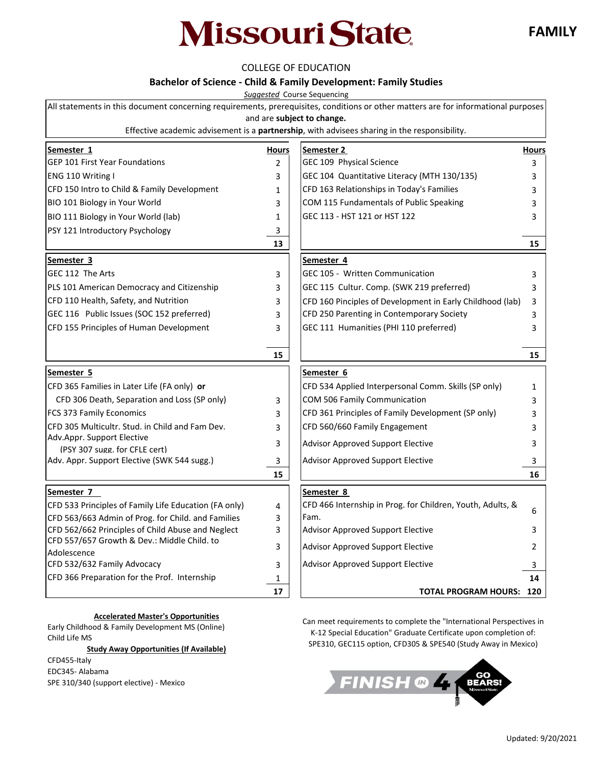# Missouri State

**FAMILY**

COLLEGE OF EDUCATION

## Bachelor of Science - Child & Family Development: Family Studies

*Suggested* Course Sequencing

All statements in this document concerning requirements, prerequisites, conditions or other matters are for informational purposes and are **subject to change.**

Effective academic advisement is a **partnership**, with advisees sharing in the responsibility.

| Semester 1 | Hours | Semester 2 | Hours |
|---|---|---|---|
| GEP 101 First Year Foundations | 2 | GEC 109 Physical Science | 3 |
| ENG 110 Writing I | 3 | GEC 104 Quantitative Literacy (MTH 130/135) | 3 |
| CFD 150 Intro to Child & Family Development | 1 | CFD 163 Relationships in Today's Families | 3 |
| BIO 101 Biology in Your World | 3 | COM 115 Fundamentals of Public Speaking | 3 |
| BIO 111 Biology in Your World (lab) | 1 | GEC 113 - HST 121 or HST 122 | 3 |
| PSY 121 Introductory Psychology | 3 | | |
| | 13 | | 15 |

| Semester 3 | Hours | Semester 4 | Hours |
|---|---|---|---|
| GEC 112 The Arts | 3 | GEC 105 - Written Communication | 3 |
| PLS 101 American Democracy and Citizenship | 3 | GEC 115 Cultur. Comp. (SWK 219 preferred) | 3 |
| CFD 110 Health, Safety, and Nutrition | 3 | CFD 160 Principles of Development in Early Childhood (lab) | 3 |
| GEC 116 Public Issues (SOC 152 preferred) | 3 | CFD 250 Parenting in Contemporary Society | 3 |
| CFD 155 Principles of Human Development | 3 | GEC 111 Humanities (PHI 110 preferred) | 3 |
| | 15 | | 15 |

| Semester 5 | Hours | Semester 6 | Hours |
|---|---|---|---|
| CFD 365 Families in Later Life (FA only) **or** CFD 306 Death, Separation and Loss (SP only) | 3 | CFD 534 Applied Interpersonal Comm. Skills (SP only) | 1 |
| FCS 373 Family Economics | 3 | COM 506 Family Communication | 3 |
| CFD 305 Multicultr. Stud. in Child and Fam Dev. | 3 | CFD 361 Principles of Family Development (SP only) | 3 |
| Adv.Appr. Support Elective (PSY 307 sugg. for CFLE cert) | 3 | CFD 560/660 Family Engagement | 3 |
| Adv. Appr. Support Elective (SWK 544 sugg.) | 3 | Advisor Approved Support Elective | 3 |
| | | Advisor Approved Support Elective | 3 |
| | 15 | | 16 |

| Semester 7 | Hours | Semester 8 | Hours |
|---|---|---|---|
| CFD 533 Principles of Family Life Education (FA only) | 4 | CFD 466 Internship in Prog. for Children, Youth, Adults, & Fam. | 6 |
| CFD 563/663 Admin of Prog. for Child. and Families | 3 | Advisor Approved Support Elective | 3 |
| CFD 562/662 Principles of Child Abuse and Neglect | 3 | Advisor Approved Support Elective | 2 |
| CFD 557/657 Growth & Dev.: Middle Child. to Adolescence | 3 | Advisor Approved Support Elective | 3 |
| CFD 532/632 Family Advocacy | 3 | | 14 |
| CFD 366 Preparation for the Prof. Internship | 1 | | |
| | 17 | **TOTAL PROGRAM HOURS:** | **120** |

**Accelerated Master's Opportunities**

Early Childhood & Family Development MS (Online)
Child Life MS

**Study Away Opportunities (If Available)**

CFD455-Italy
EDC345- Alabama
SPE 310/340 (support elective) - Mexico

Can meet requirements to complete the "International Perspectives in K-12 Special Education" Graduate Certificate upon completion of: SPE310, GEC115 option, CFD305 & SPE540 (Study Away in Mexico)

FINISH IN 4 GO BEARS! Missouri State

Updated: 9/20/2021